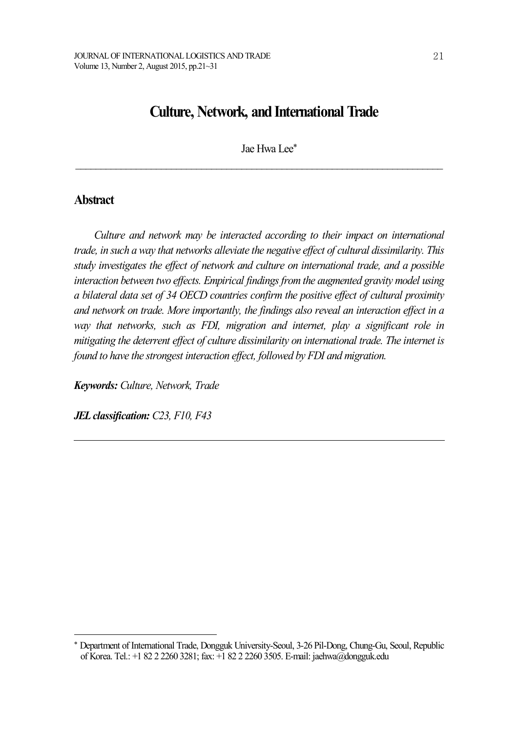# Culture, Network, and International Trade

Jae Hwa Lee[*]

## Abstract

*Culture and network may be interacted according to their impact on international trade, in such a way that networks alleviate the negative effect of cultural dissimilarity. This study investigates the effect of network and culture on international trade, and a possible interaction between two effects. Empirical findings from the augmented gravity model using a bilateral data set of 34 OECD countries confirm the positive effect of cultural proximity and network on trade. More importantly, the findings also reveal an interaction effect in a way that networks, such as FDI, migration and internet, play a significant role in mitigating the deterrent effect of culture dissimilarity on international trade. The internet is found to have the strongest interaction effect, followed by FDI and migration.*

***Keywords:*** *Culture, Network, Trade*

***JEL classification:*** *C23, F10, F43*

---

[*] Department of International Trade, Dongguk University-Seoul, 3-26 Pil-Dong, Chung-Gu, Seoul, Republic of Korea. Tel.: +1 82 2 2260 3281; fax: +1 82 2 2260 3505. E-mail: jaehwa@dongguk.edu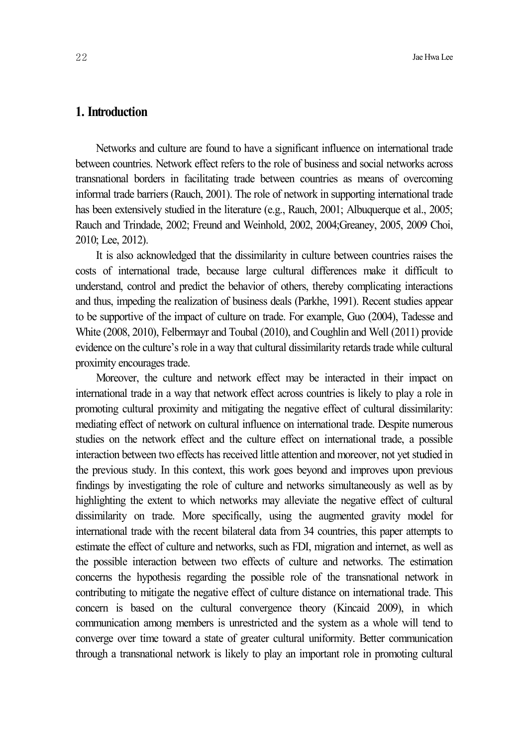## 1. Introduction

Networks and culture are found to have a significant influence on international trade between countries. Network effect refers to the role of business and social networks across transnational borders in facilitating trade between countries as means of overcoming informal trade barriers (Rauch, 2001). The role of network in supporting international trade has been extensively studied in the literature (e.g., Rauch, 2001; Albuquerque et al., 2005; Rauch and Trindade, 2002; Freund and Weinhold, 2002, 2004;Greaney, 2005, 2009 Choi, 2010; Lee, 2012).

It is also acknowledged that the dissimilarity in culture between countries raises the costs of international trade, because large cultural differences make it difficult to understand, control and predict the behavior of others, thereby complicating interactions and thus, impeding the realization of business deals (Parkhe, 1991). Recent studies appear to be supportive of the impact of culture on trade. For example, Guo (2004), Tadesse and White (2008, 2010), Felbermayr and Toubal (2010), and Coughlin and Well (2011) provide evidence on the culture's role in a way that cultural dissimilarity retards trade while cultural proximity encourages trade.

Moreover, the culture and network effect may be interacted in their impact on international trade in a way that network effect across countries is likely to play a role in promoting cultural proximity and mitigating the negative effect of cultural dissimilarity: mediating effect of network on cultural influence on international trade. Despite numerous studies on the network effect and the culture effect on international trade, a possible interaction between two effects has received little attention and moreover, not yet studied in the previous study. In this context, this work goes beyond and improves upon previous findings by investigating the role of culture and networks simultaneously as well as by highlighting the extent to which networks may alleviate the negative effect of cultural dissimilarity on trade. More specifically, using the augmented gravity model for international trade with the recent bilateral data from 34 countries, this paper attempts to estimate the effect of culture and networks, such as FDI, migration and internet, as well as the possible interaction between two effects of culture and networks. The estimation concerns the hypothesis regarding the possible role of the transnational network in contributing to mitigate the negative effect of culture distance on international trade. This concern is based on the cultural convergence theory (Kincaid 2009), in which communication among members is unrestricted and the system as a whole will tend to converge over time toward a state of greater cultural uniformity. Better communication through a transnational network is likely to play an important role in promoting cultural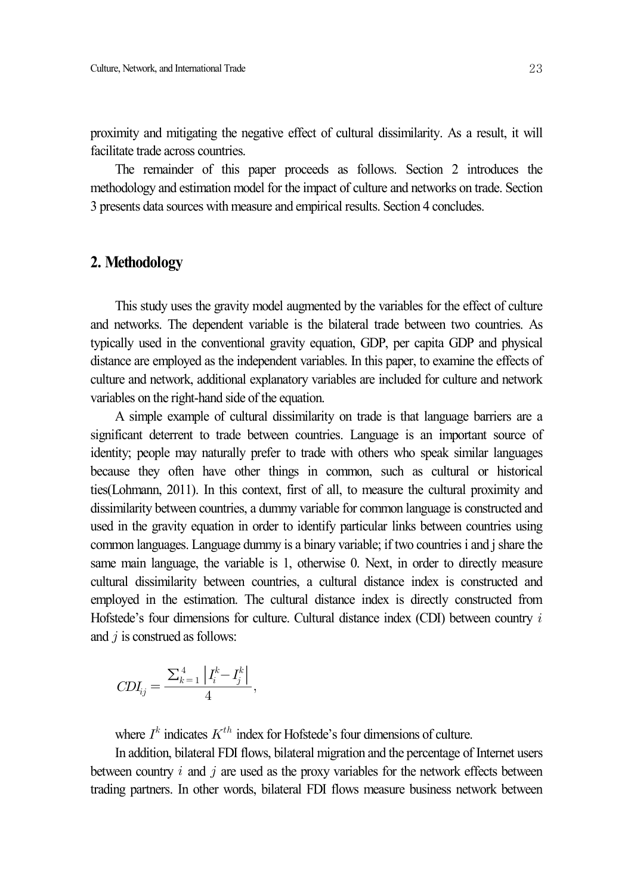proximity and mitigating the negative effect of cultural dissimilarity. As a result, it will facilitate trade across countries.

The remainder of this paper proceeds as follows. Section 2 introduces the methodology and estimation model for the impact of culture and networks on trade. Section 3 presents data sources with measure and empirical results. Section 4 concludes.

## 2. Methodology

This study uses the gravity model augmented by the variables for the effect of culture and networks. The dependent variable is the bilateral trade between two countries. As typically used in the conventional gravity equation, GDP, per capita GDP and physical distance are employed as the independent variables. In this paper, to examine the effects of culture and network, additional explanatory variables are included for culture and network variables on the right-hand side of the equation.

A simple example of cultural dissimilarity on trade is that language barriers are a significant deterrent to trade between countries. Language is an important source of identity; people may naturally prefer to trade with others who speak similar languages because they often have other things in common, such as cultural or historical ties(Lohmann, 2011). In this context, first of all, to measure the cultural proximity and dissimilarity between countries, a dummy variable for common language is constructed and used in the gravity equation in order to identify particular links between countries using common languages. Language dummy is a binary variable; if two countries i and j share the same main language, the variable is 1, otherwise 0. Next, in order to directly measure cultural dissimilarity between countries, a cultural distance index is constructed and employed in the estimation. The cultural distance index is directly constructed from Hofstede's four dimensions for culture. Cultural distance index (CDI) between country $i$ and $j$ is construed as follows:

$$CDI_{ij} = \frac{\sum_{k=1}^{4} \left| I_i^k - I_j^k \right|}{4},$$

where $I^k$ indicates $K^{th}$ index for Hofstede's four dimensions of culture.

In addition, bilateral FDI flows, bilateral migration and the percentage of Internet users between country $i$ and $j$ are used as the proxy variables for the network effects between trading partners. In other words, bilateral FDI flows measure business network between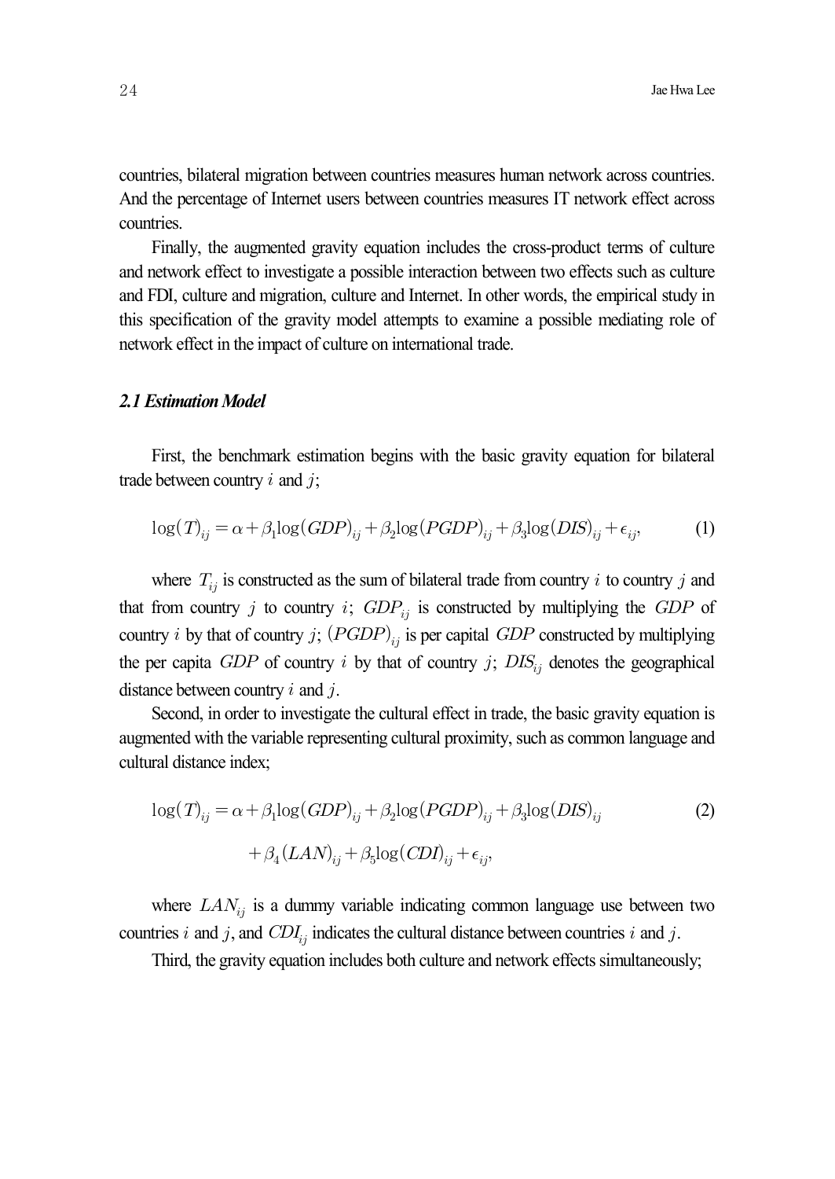countries, bilateral migration between countries measures human network across countries. And the percentage of Internet users between countries measures IT network effect across countries.

Finally, the augmented gravity equation includes the cross-product terms of culture and network effect to investigate a possible interaction between two effects such as culture and FDI, culture and migration, culture and Internet. In other words, the empirical study in this specification of the gravity model attempts to examine a possible mediating role of network effect in the impact of culture on international trade.

### *2.1 Estimation Model*

First, the benchmark estimation begins with the basic gravity equation for bilateral trade between country $i$ and $j$;

$$\log(T)_{ij} = \alpha + \beta_1 \log(GDP)_{ij} + \beta_2 \log(PGDP)_{ij} + \beta_3 \log(DIS)_{ij} + \epsilon_{ij}, \tag{1}$$

where $T_{ij}$ is constructed as the sum of bilateral trade from country $i$ to country $j$ and that from country $j$ to country $i$; $GDP_{ij}$ is constructed by multiplying the $GDP$ of country $i$ by that of country $j$; $(PGDP)_{ij}$ is per capital $GDP$ constructed by multiplying the per capita $GDP$ of country $i$ by that of country $j$; $DIS_{ij}$ denotes the geographical distance between country $i$ and $j$.

Second, in order to investigate the cultural effect in trade, the basic gravity equation is augmented with the variable representing cultural proximity, such as common language and cultural distance index;

$$\begin{aligned} \log(T)_{ij} = \alpha &+ \beta_1 \log(GDP)_{ij} + \beta_2 \log(PGDP)_{ij} + \beta_3 \log(DIS)_{ij} \\ &+ \beta_4 (LAN)_{ij} + \beta_5 \log(CDI)_{ij} + \epsilon_{ij}, \end{aligned} \tag{2}$$

where $LAN_{ij}$ is a dummy variable indicating common language use between two countries $i$ and $j$, and $CDI_{ij}$ indicates the cultural distance between countries $i$ and $j$.

Third, the gravity equation includes both culture and network effects simultaneously;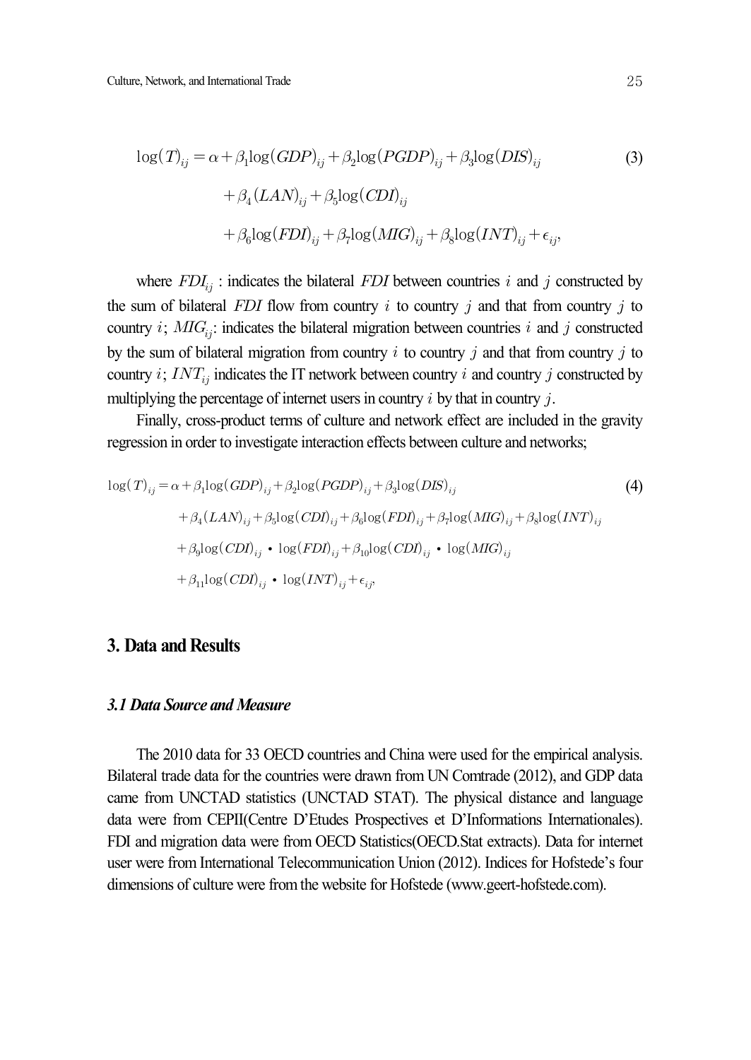$$\log(T)_{ij} = \alpha + \beta_1 \log(GDP)_{ij} + \beta_2 \log(PGDP)_{ij} + \beta_3 \log(DIS)_{ij} + \beta_4 (LAN)_{ij} + \beta_5 \log(CDI)_{ij} + \beta_6 \log(FDI)_{ij} + \beta_7 \log(MIG)_{ij} + \beta_8 \log(INT)_{ij} + \epsilon_{ij}, \tag{3}$$

where $FDI_{ij}$ : indicates the bilateral $FDI$ between countries $i$ and $j$ constructed by the sum of bilateral $FDI$ flow from country $i$ to country $j$ and that from country $j$ to country $i$; $MIG_{ij}$: indicates the bilateral migration between countries $i$ and $j$ constructed by the sum of bilateral migration from country $i$ to country $j$ and that from country $j$ to country $i$; $INT_{ij}$ indicates the IT network between country $i$ and country $j$ constructed by multiplying the percentage of internet users in country $i$ by that in country $j$.

Finally, cross-product terms of culture and network effect are included in the gravity regression in order to investigate interaction effects between culture and networks;

$$\log(T)_{ij} = \alpha + \beta_1 \log(GDP)_{ij} + \beta_2 \log(PGDP)_{ij} + \beta_3 \log(DIS)_{ij} + \beta_4 (LAN)_{ij} + \beta_5 \log(CDI)_{ij} + \beta_6 \log(FDI)_{ij} + \beta_7 \log(MIG)_{ij} + \beta_8 \log(INT)_{ij} + \beta_9 \log(CDI)_{ij} \cdot \log(FDI)_{ij} + \beta_{10} \log(CDI)_{ij} \cdot \log(MIG)_{ij} + \beta_{11} \log(CDI)_{ij} \cdot \log(INT)_{ij} + \epsilon_{ij}, \tag{4}$$

## 3. Data and Results

### *3.1 Data Source and Measure*

The 2010 data for 33 OECD countries and China were used for the empirical analysis. Bilateral trade data for the countries were drawn from UN Comtrade (2012), and GDP data came from UNCTAD statistics (UNCTAD STAT). The physical distance and language data were from CEPII(Centre D'Etudes Prospectives et D'Informations Internationales). FDI and migration data were from OECD Statistics(OECD.Stat extracts). Data for internet user were from International Telecommunication Union (2012). Indices for Hofstede's four dimensions of culture were from the website for Hofstede (www.geert-hofstede.com).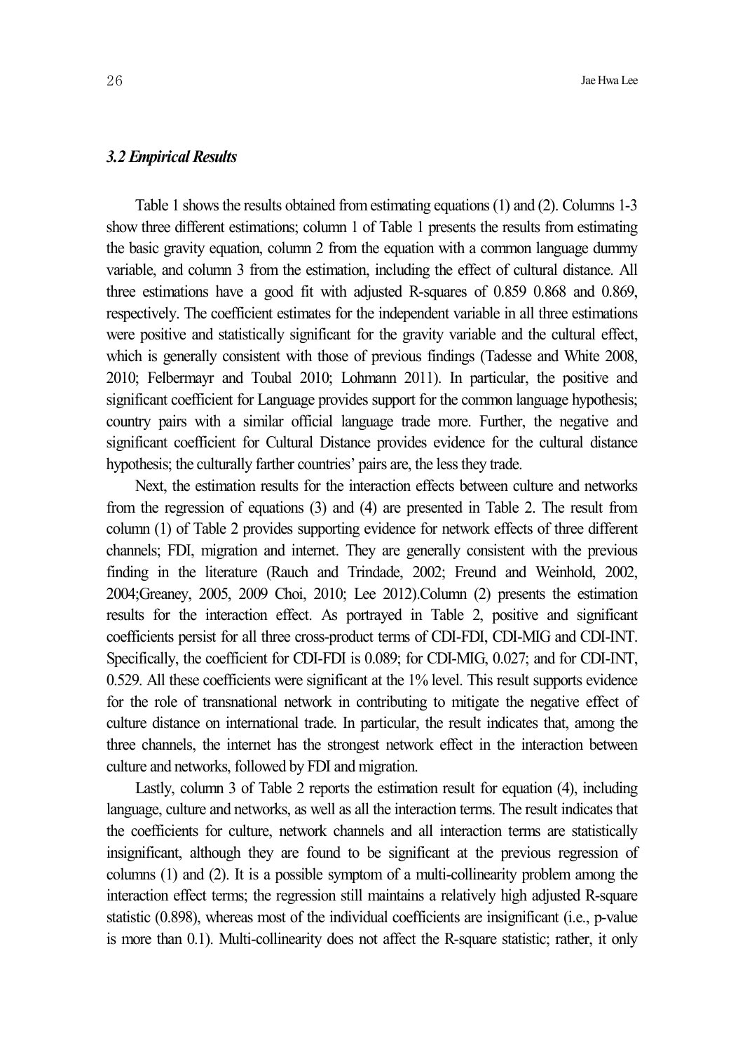### *3.2 Empirical Results*

Table 1 shows the results obtained from estimating equations (1) and (2). Columns 1-3 show three different estimations; column 1 of Table 1 presents the results from estimating the basic gravity equation, column 2 from the equation with a common language dummy variable, and column 3 from the estimation, including the effect of cultural distance. All three estimations have a good fit with adjusted R-squares of 0.859 0.868 and 0.869, respectively. The coefficient estimates for the independent variable in all three estimations were positive and statistically significant for the gravity variable and the cultural effect, which is generally consistent with those of previous findings (Tadesse and White 2008, 2010; Felbermayr and Toubal 2010; Lohmann 2011). In particular, the positive and significant coefficient for Language provides support for the common language hypothesis; country pairs with a similar official language trade more. Further, the negative and significant coefficient for Cultural Distance provides evidence for the cultural distance hypothesis; the culturally farther countries' pairs are, the less they trade.

Next, the estimation results for the interaction effects between culture and networks from the regression of equations (3) and (4) are presented in Table 2. The result from column (1) of Table 2 provides supporting evidence for network effects of three different channels; FDI, migration and internet. They are generally consistent with the previous finding in the literature (Rauch and Trindade, 2002; Freund and Weinhold, 2002, 2004;Greaney, 2005, 2009 Choi, 2010; Lee 2012).Column (2) presents the estimation results for the interaction effect. As portrayed in Table 2, positive and significant coefficients persist for all three cross-product terms of CDI-FDI, CDI-MIG and CDI-INT. Specifically, the coefficient for CDI-FDI is 0.089; for CDI-MIG, 0.027; and for CDI-INT, 0.529. All these coefficients were significant at the 1% level. This result supports evidence for the role of transnational network in contributing to mitigate the negative effect of culture distance on international trade. In particular, the result indicates that, among the three channels, the internet has the strongest network effect in the interaction between culture and networks, followed by FDI and migration.

Lastly, column 3 of Table 2 reports the estimation result for equation (4), including language, culture and networks, as well as all the interaction terms. The result indicates that the coefficients for culture, network channels and all interaction terms are statistically insignificant, although they are found to be significant at the previous regression of columns (1) and (2). It is a possible symptom of a multi-collinearity problem among the interaction effect terms; the regression still maintains a relatively high adjusted R-square statistic (0.898), whereas most of the individual coefficients are insignificant (i.e., p-value is more than 0.1). Multi-collinearity does not affect the R-square statistic; rather, it only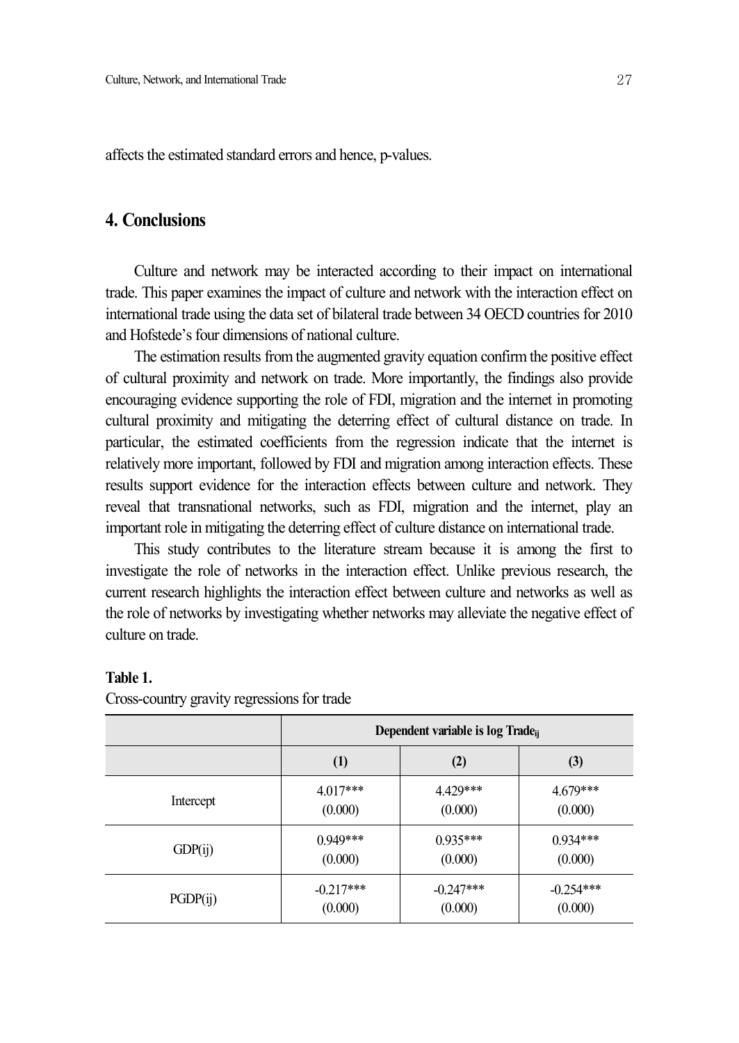affects the estimated standard errors and hence, p-values.

## 4. Conclusions

Culture and network may be interacted according to their impact on international trade. This paper examines the impact of culture and network with the interaction effect on international trade using the data set of bilateral trade between 34 OECD countries for 2010 and Hofstede's four dimensions of national culture.

The estimation results from the augmented gravity equation confirm the positive effect of cultural proximity and network on trade. More importantly, the findings also provide encouraging evidence supporting the role of FDI, migration and the internet in promoting cultural proximity and mitigating the deterring effect of cultural distance on trade. In particular, the estimated coefficients from the regression indicate that the internet is relatively more important, followed by FDI and migration among interaction effects. These results support evidence for the interaction effects between culture and network. They reveal that transnational networks, such as FDI, migration and the internet, play an important role in mitigating the deterring effect of culture distance on international trade.

This study contributes to the literature stream because it is among the first to investigate the role of networks in the interaction effect. Unlike previous research, the current research highlights the interaction effect between culture and networks as well as the role of networks by investigating whether networks may alleviate the negative effect of culture on trade.

**Table 1.**

Cross-country gravity regressions for trade

| | Dependent variable is log $Trade_{ij}$ | | |
|---|---|---|---|
| | (1) | (2) | (3) |
| Intercept | 4.017*** (0.000) | 4.429*** (0.000) | 4.679*** (0.000) |
| GDP(ij) | 0.949*** (0.000) | 0.935*** (0.000) | 0.934*** (0.000) |
| PGDP(ij) | -0.217*** (0.000) | -0.247*** (0.000) | -0.254*** (0.000) |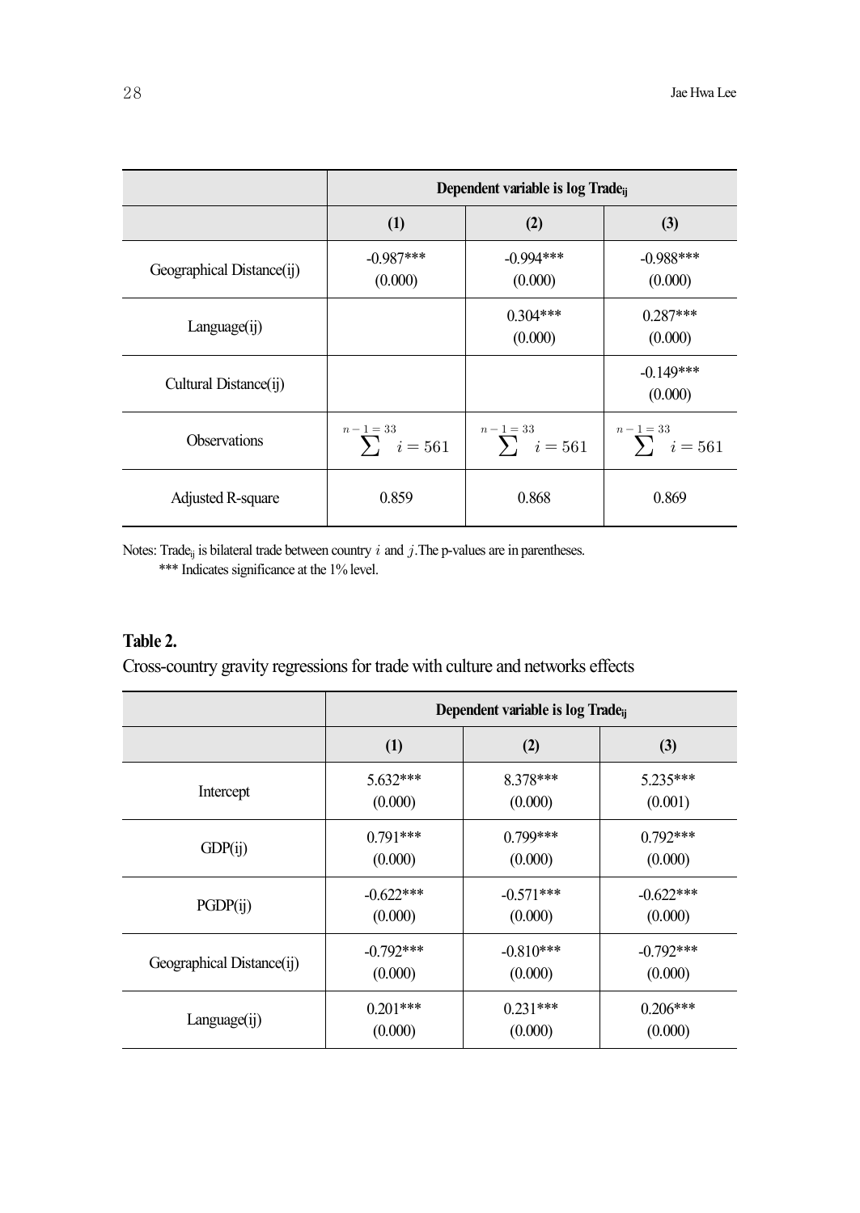| | Dependent variable is log $Trade_{ij}$ | | |
|---|---|---|---|
| | (1) | (2) | (3) |
| Geographical Distance(ij) | -0.987*** (0.000) | -0.994*** (0.000) | -0.988*** (0.000) |
| Language(ij) | | 0.304*** (0.000) | 0.287*** (0.000) |
| Cultural Distance(ij) | | | -0.149*** (0.000) |
| Observations | $\sum^{n-1=33} i = 561$ | $\sum^{n-1=33} i = 561$ | $\sum^{n-1=33} i = 561$ |
| Adjusted R-square | 0.859 | 0.868 | 0.869 |

Notes: $Trade_{ij}$ is bilateral trade between country $i$ and $j$. The p-values are in parentheses.
*** Indicates significance at the 1% level.

**Table 2.**

Cross-country gravity regressions for trade with culture and networks effects

| | Dependent variable is log $Trade_{ij}$ | | |
|---|---|---|---|
| | (1) | (2) | (3) |
| Intercept | 5.632*** (0.000) | 8.378*** (0.000) | 5.235*** (0.001) |
| GDP(ij) | 0.791*** (0.000) | 0.799*** (0.000) | 0.792*** (0.000) |
| PGDP(ij) | -0.622*** (0.000) | -0.571*** (0.000) | -0.622*** (0.000) |
| Geographical Distance(ij) | -0.792*** (0.000) | -0.810*** (0.000) | -0.792*** (0.000) |
| Language(ij) | 0.201*** (0.000) | 0.231*** (0.000) | 0.206*** (0.000) |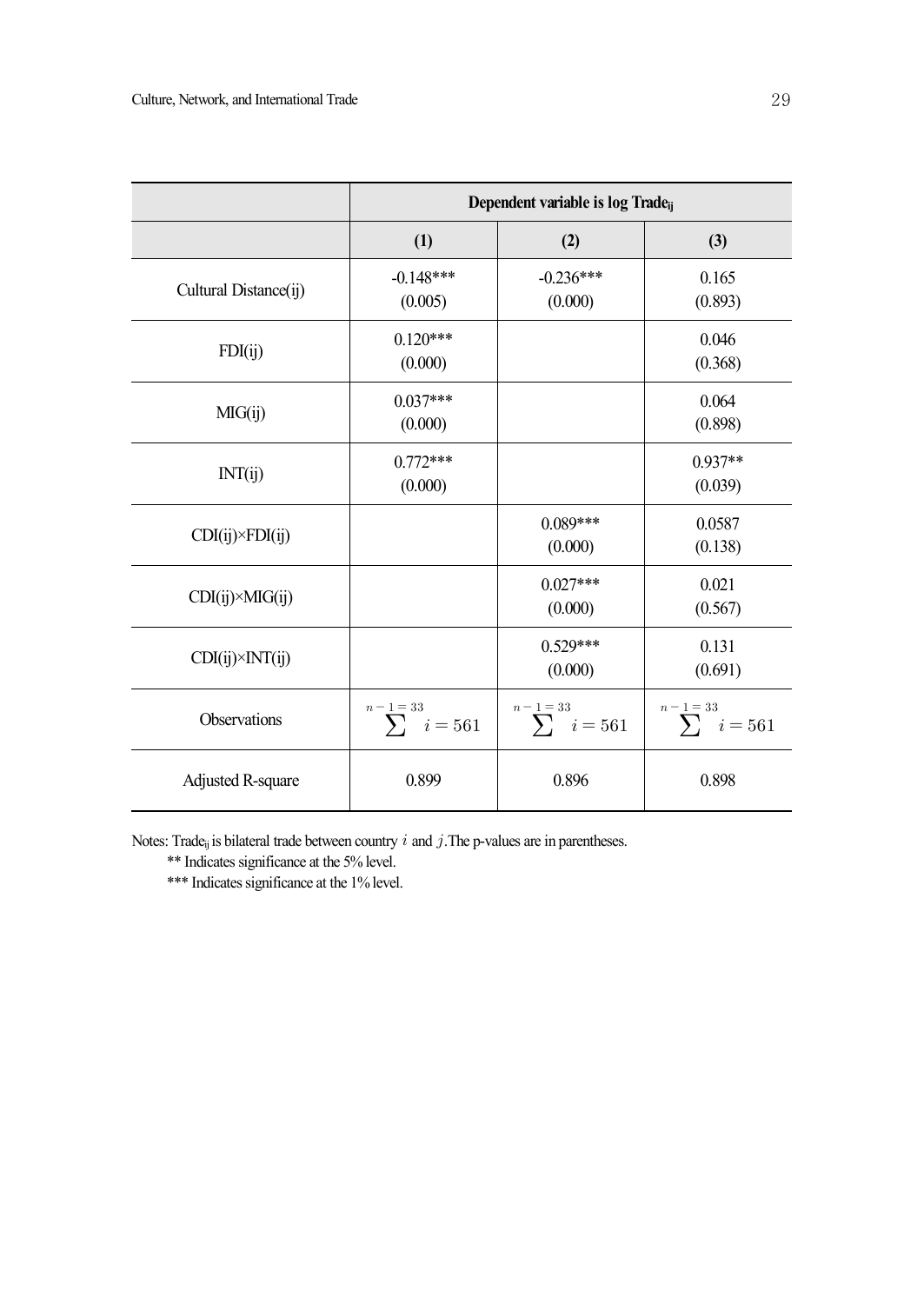| | Dependent variable is log $Trade_{ij}$ | | |
|---|---|---|---|
| | (1) | (2) | (3) |
| Cultural Distance(ij) | -0.148***<br>(0.005) | -0.236***<br>(0.000) | 0.165<br>(0.893) |
| FDI(ij) | 0.120***<br>(0.000) | | 0.046<br>(0.368) |
| MIG(ij) | 0.037***<br>(0.000) | | 0.064<br>(0.898) |
| INT(ij) | 0.772***<br>(0.000) | | 0.937**<br>(0.039) |
| CDI(ij)×FDI(ij) | | 0.089***<br>(0.000) | 0.0587<br>(0.138) |
| CDI(ij)×MIG(ij) | | 0.027***<br>(0.000) | 0.021<br>(0.567) |
| CDI(ij)×INT(ij) | | 0.529***<br>(0.000) | 0.131<br>(0.691) |
| Observations | $\sum^{n-1=33} i = 561$ | $\sum^{n-1=33} i = 561$ | $\sum^{n-1=33} i = 561$ |
| Adjusted R-square | 0.899 | 0.896 | 0.898 |

Notes: $Trade_{ij}$ is bilateral trade between country $i$ and $j$. The p-values are in parentheses.

** Indicates significance at the 5% level.

*** Indicates significance at the 1% level.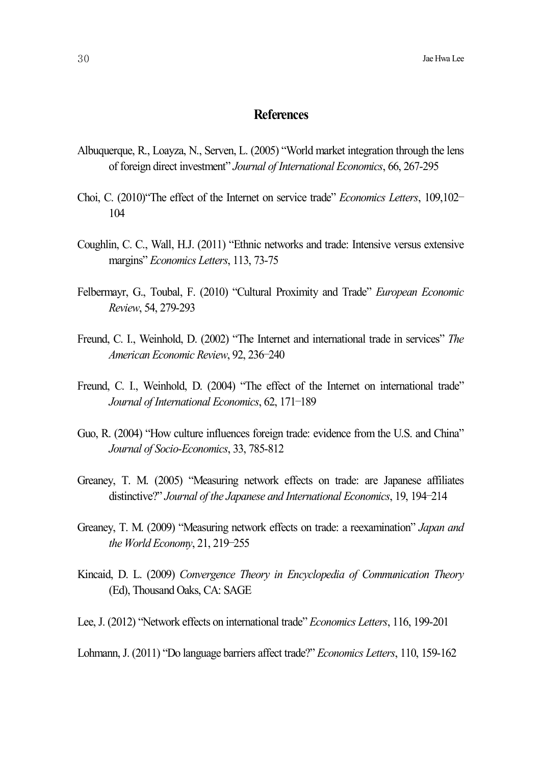## References

Albuquerque, R., Loayza, N., Serven, L. (2005) "World market integration through the lens of foreign direct investment" *Journal of International Economics*, 66, 267-295

Choi, C. (2010)"The effect of the Internet on service trade" *Economics Letters*, 109,102–104

Coughlin, C. C., Wall, H.J. (2011) "Ethnic networks and trade: Intensive versus extensive margins" *Economics Letters*, 113, 73-75

Felbermayr, G., Toubal, F. (2010) "Cultural Proximity and Trade" *European Economic Review*, 54, 279-293

Freund, C. I., Weinhold, D. (2002) "The Internet and international trade in services" *The American Economic Review*, 92, 236–240

Freund, C. I., Weinhold, D. (2004) "The effect of the Internet on international trade" *Journal of International Economics*, 62, 171–189

Guo, R. (2004) "How culture influences foreign trade: evidence from the U.S. and China" *Journal of Socio-Economics*, 33, 785-812

Greaney, T. M. (2005) "Measuring network effects on trade: are Japanese affiliates distinctive?" *Journal of the Japanese and International Economics*, 19, 194–214

Greaney, T. M. (2009) "Measuring network effects on trade: a reexamination" *Japan and the World Economy*, 21, 219–255

Kincaid, D. L. (2009) *Convergence Theory in Encyclopedia of Communication Theory* (Ed), Thousand Oaks, CA: SAGE

Lee, J. (2012) "Network effects on international trade" *Economics Letters*, 116, 199-201

Lohmann, J. (2011) "Do language barriers affect trade?" *Economics Letters*, 110, 159-162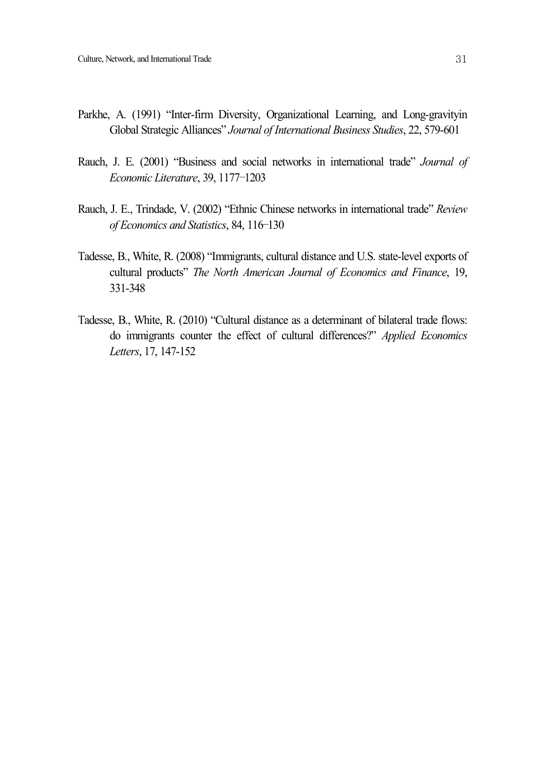Parkhe, A. (1991) "Inter-firm Diversity, Organizational Learning, and Long-gravityin Global Strategic Alliances" *Journal of International Business Studies*, 22, 579-601

Rauch, J. E. (2001) "Business and social networks in international trade" *Journal of Economic Literature*, 39, 1177–1203

Rauch, J. E., Trindade, V. (2002) "Ethnic Chinese networks in international trade" *Review of Economics and Statistics*, 84, 116–130

Tadesse, B., White, R. (2008) "Immigrants, cultural distance and U.S. state-level exports of cultural products" *The North American Journal of Economics and Finance*, 19, 331-348

Tadesse, B., White, R. (2010) "Cultural distance as a determinant of bilateral trade flows: do immigrants counter the effect of cultural differences?" *Applied Economics Letters*, 17, 147-152